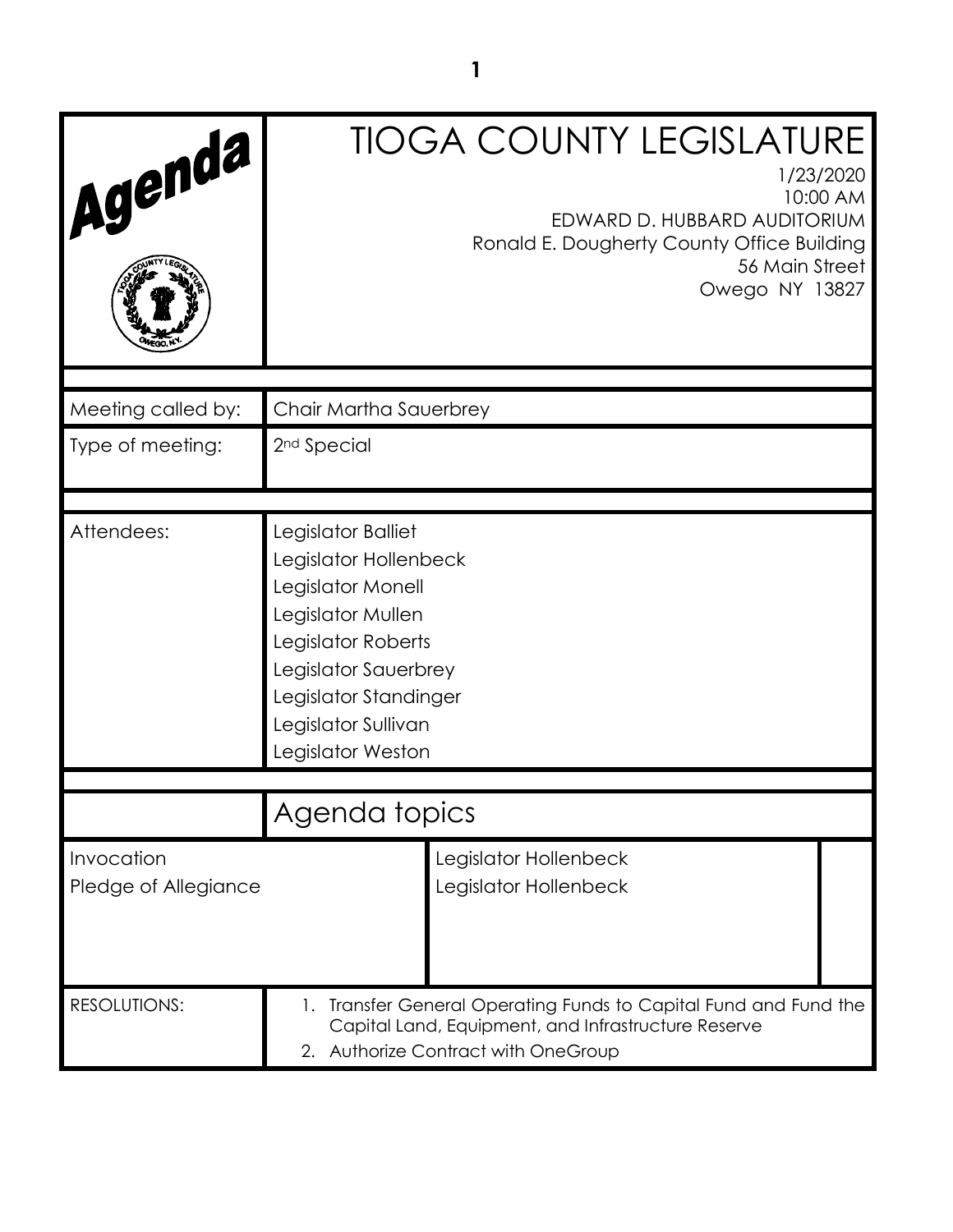# Agenda

# TIOGA COUNTY LEGISLATURE

1/23/2020
10:00 AM
EDWARD D. HUBBARD AUDITORIUM
Ronald E. Dougherty County Office Building
56 Main Street
Owego NY 13827

| | |
|---|---|
| Meeting called by: | Chair Martha Sauerbrey |
| Type of meeting: | 2nd Special |
| Attendees: | Legislator Balliet<br>Legislator Hollenbeck<br>Legislator Monell<br>Legislator Mullen<br>Legislator Roberts<br>Legislator Sauerbrey<br>Legislator Standinger<br>Legislator Sullivan<br>Legislator Weston |

## Agenda topics

| | |
|---|---|
| Invocation | Legislator Hollenbeck |
| Pledge of Allegiance | Legislator Hollenbeck |

RESOLUTIONS:

1. Transfer General Operating Funds to Capital Fund and Fund the Capital Land, Equipment, and Infrastructure Reserve
2. Authorize Contract with OneGroup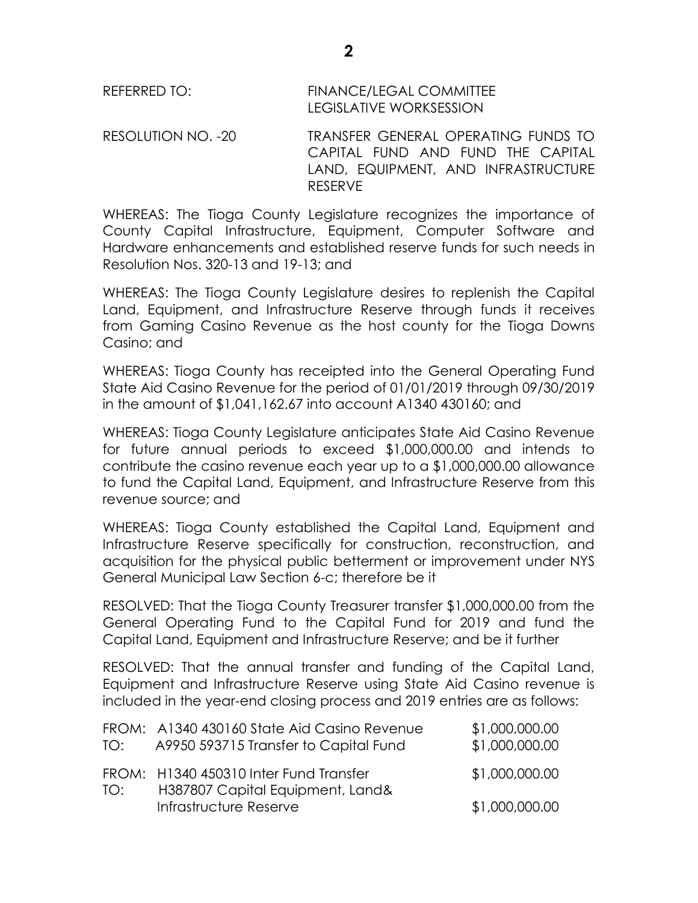REFERRED TO: FINANCE/LEGAL COMMITTEE
LEGISLATIVE WORKSESSION

RESOLUTION NO. -20 TRANSFER GENERAL OPERATING FUNDS TO CAPITAL FUND AND FUND THE CAPITAL LAND, EQUIPMENT, AND INFRASTRUCTURE RESERVE

WHEREAS: The Tioga County Legislature recognizes the importance of County Capital Infrastructure, Equipment, Computer Software and Hardware enhancements and established reserve funds for such needs in Resolution Nos. 320-13 and 19-13; and

WHEREAS: The Tioga County Legislature desires to replenish the Capital Land, Equipment, and Infrastructure Reserve through funds it receives from Gaming Casino Revenue as the host county for the Tioga Downs Casino; and

WHEREAS: Tioga County has receipted into the General Operating Fund State Aid Casino Revenue for the period of 01/01/2019 through 09/30/2019 in the amount of $1,041,162.67 into account A1340 430160; and

WHEREAS: Tioga County Legislature anticipates State Aid Casino Revenue for future annual periods to exceed $1,000,000.00 and intends to contribute the casino revenue each year up to a $1,000,000.00 allowance to fund the Capital Land, Equipment, and Infrastructure Reserve from this revenue source; and

WHEREAS: Tioga County established the Capital Land, Equipment and Infrastructure Reserve specifically for construction, reconstruction, and acquisition for the physical public betterment or improvement under NYS General Municipal Law Section 6-c; therefore be it

RESOLVED: That the Tioga County Treasurer transfer $1,000,000.00 from the General Operating Fund to the Capital Fund for 2019 and fund the Capital Land, Equipment and Infrastructure Reserve; and be it further

RESOLVED: That the annual transfer and funding of the Capital Land, Equipment and Infrastructure Reserve using State Aid Casino revenue is included in the year-end closing process and 2019 entries are as follows:

| | | |
|---|---|---|
| FROM: | A1340 430160 State Aid Casino Revenue | $1,000,000.00 |
| TO: | A9950 593715 Transfer to Capital Fund | $1,000,000.00 |
| FROM: | H1340 450310 Inter Fund Transfer | $1,000,000.00 |
| TO: | H387807 Capital Equipment, Land& Infrastructure Reserve | $1,000,000.00 |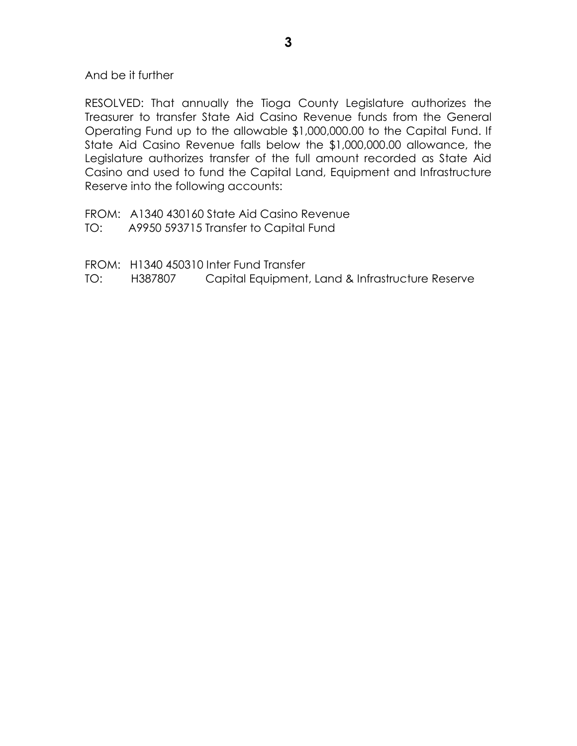And be it further

RESOLVED: That annually the Tioga County Legislature authorizes the Treasurer to transfer State Aid Casino Revenue funds from the General Operating Fund up to the allowable $1,000,000.00 to the Capital Fund. If State Aid Casino Revenue falls below the $1,000,000.00 allowance, the Legislature authorizes transfer of the full amount recorded as State Aid Casino and used to fund the Capital Land, Equipment and Infrastructure Reserve into the following accounts:

FROM: A1340 430160 State Aid Casino Revenue
TO: A9950 593715 Transfer to Capital Fund

FROM: H1340 450310 Inter Fund Transfer
TO: H387807 Capital Equipment, Land & Infrastructure Reserve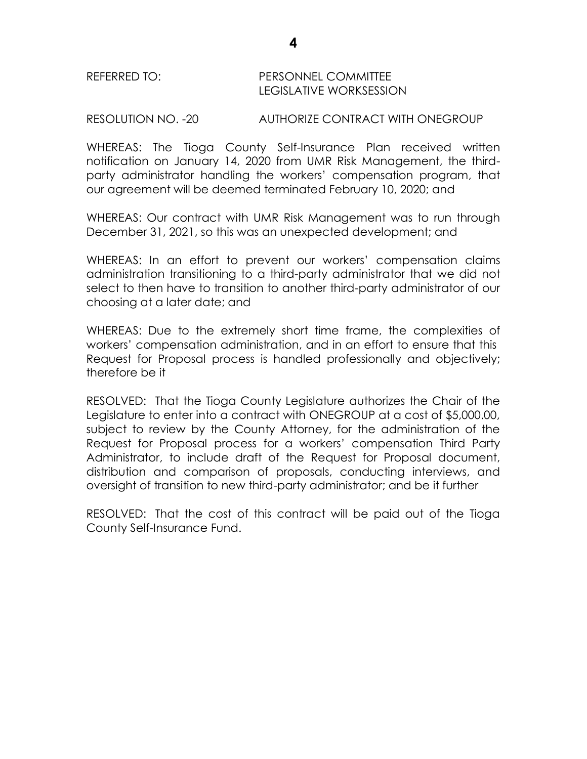REFERRED TO: PERSONNEL COMMITTEE
LEGISLATIVE WORKSESSION

RESOLUTION NO. -20 AUTHORIZE CONTRACT WITH ONEGROUP

WHEREAS: The Tioga County Self-Insurance Plan received written notification on January 14, 2020 from UMR Risk Management, the third-party administrator handling the workers' compensation program, that our agreement will be deemed terminated February 10, 2020; and

WHEREAS: Our contract with UMR Risk Management was to run through December 31, 2021, so this was an unexpected development; and

WHEREAS: In an effort to prevent our workers' compensation claims administration transitioning to a third-party administrator that we did not select to then have to transition to another third-party administrator of our choosing at a later date; and

WHEREAS: Due to the extremely short time frame, the complexities of workers' compensation administration, and in an effort to ensure that this Request for Proposal process is handled professionally and objectively; therefore be it

RESOLVED: That the Tioga County Legislature authorizes the Chair of the Legislature to enter into a contract with ONEGROUP at a cost of $5,000.00, subject to review by the County Attorney, for the administration of the Request for Proposal process for a workers' compensation Third Party Administrator, to include draft of the Request for Proposal document, distribution and comparison of proposals, conducting interviews, and oversight of transition to new third-party administrator; and be it further

RESOLVED: That the cost of this contract will be paid out of the Tioga County Self-Insurance Fund.